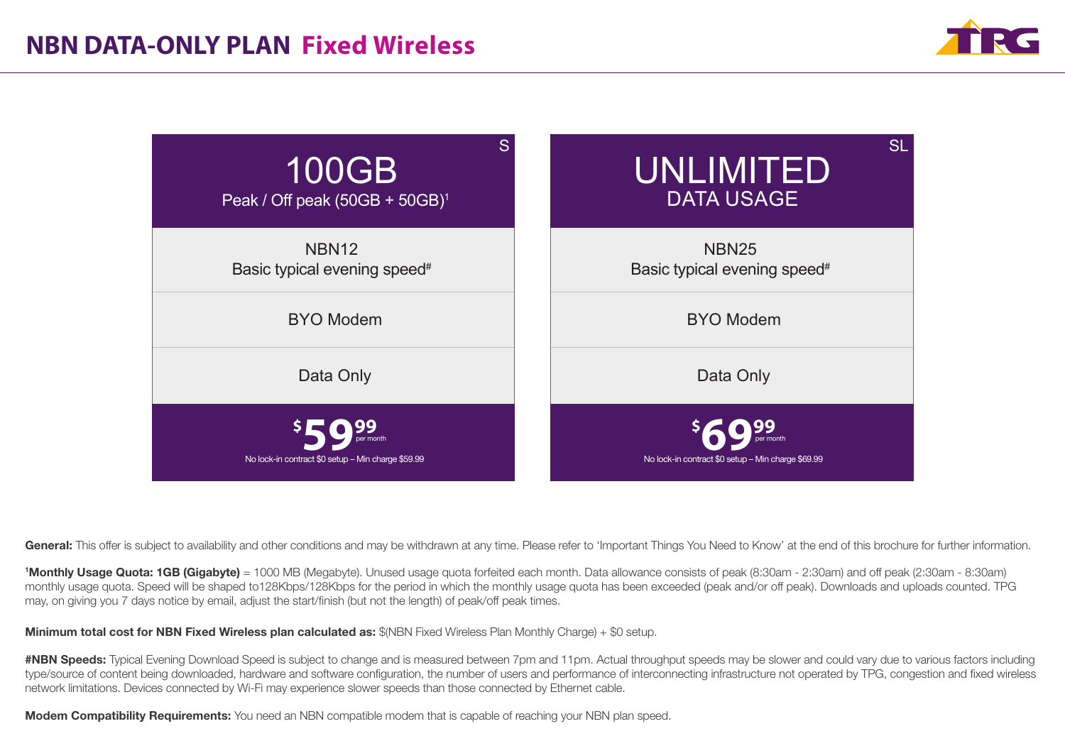# NBN DATA-ONLY PLAN Fixed Wireless

| S | SL |
|---|---|
| **100GB** Peak / Off peak (50GB + 50GB)[1] | **UNLIMITED** DATA USAGE |
| NBN12 Basic typical evening speed# | NBN25 Basic typical evening speed# |
| BYO Modem | BYO Modem |
| Data Only | Data Only |
| **$59.99** per month | **$69.99** per month |
| No lock-in contract $0 setup – Min charge $59.99 | No lock-in contract $0 setup – Min charge $69.99 |

**General:** This offer is subject to availability and other conditions and may be withdrawn at any time. Please refer to 'Important Things You Need to Know' at the end of this brochure for further information.

[1]**Monthly Usage Quota: 1GB (Gigabyte)** = 1000 MB (Megabyte). Unused usage quota forfeited each month. Data allowance consists of peak (8:30am - 2:30am) and off peak (2:30am - 8:30am) monthly usage quota. Speed will be shaped to128Kbps/128Kbps for the period in which the monthly usage quota has been exceeded (peak and/or off peak). Downloads and uploads counted. TPG may, on giving you 7 days notice by email, adjust the start/finish (but not the length) of peak/off peak times.

**Minimum total cost for NBN Fixed Wireless plan calculated as:** $(NBN Fixed Wireless Plan Monthly Charge) + $0 setup.

**#NBN Speeds:** Typical Evening Download Speed is subject to change and is measured between 7pm and 11pm. Actual throughput speeds may be slower and could vary due to various factors including type/source of content being downloaded, hardware and software configuration, the number of users and performance of interconnecting infrastructure not operated by TPG, congestion and fixed wireless network limitations. Devices connected by Wi-Fi may experience slower speeds than those connected by Ethernet cable.

**Modem Compatibility Requirements:** You need an NBN compatible modem that is capable of reaching your NBN plan speed.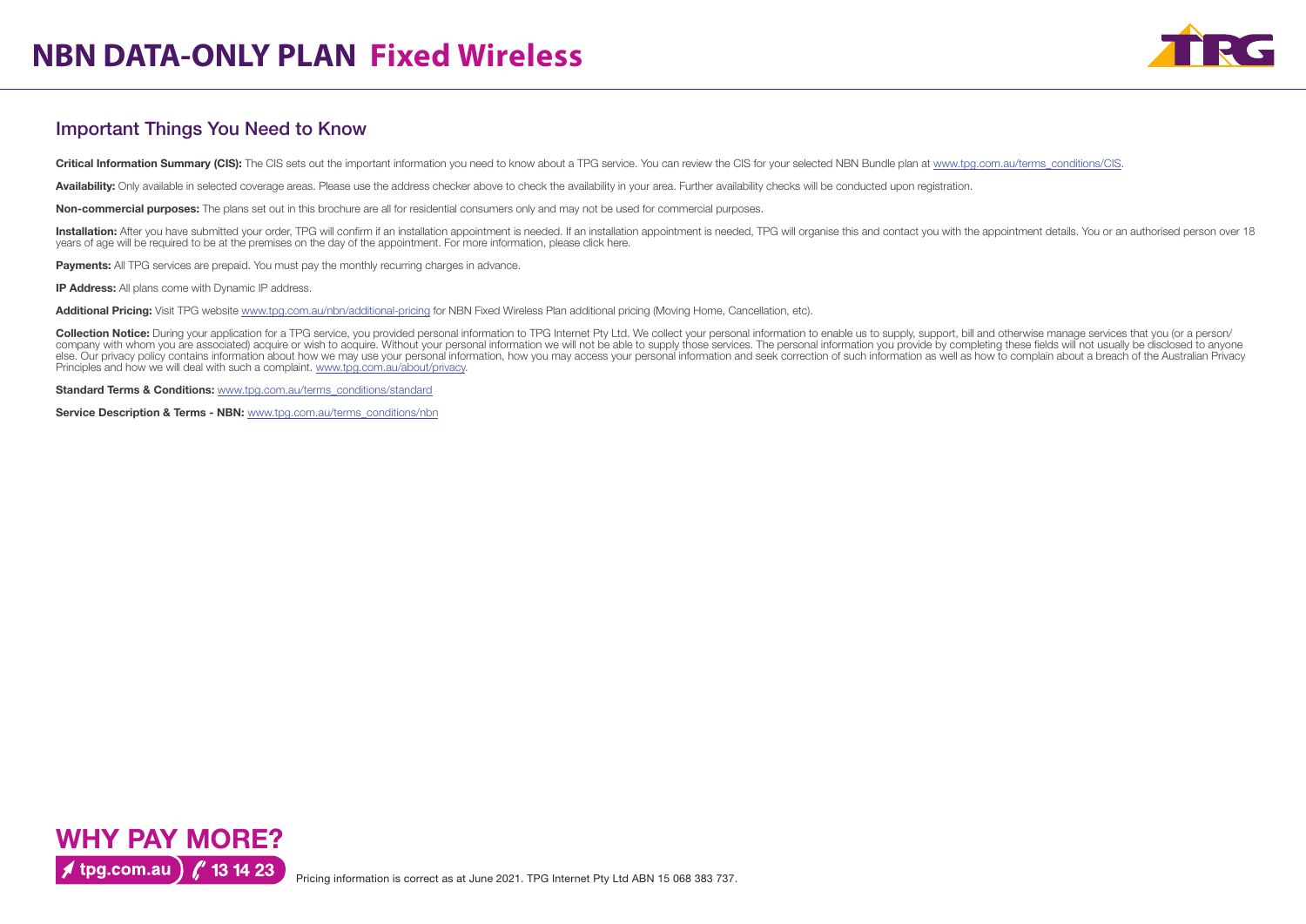# NBN DATA-ONLY PLAN Fixed Wireless

## Important Things You Need to Know

**Critical Information Summary (CIS):** The CIS sets out the important information you need to know about a TPG service. You can review the CIS for your selected NBN Bundle plan at www.tpg.com.au/terms_conditions/CIS.

**Availability:** Only available in selected coverage areas. Please use the address checker above to check the availability in your area. Further availability checks will be conducted upon registration.

**Non-commercial purposes:** The plans set out in this brochure are all for residential consumers only and may not be used for commercial purposes.

**Installation:** After you have submitted your order, TPG will confirm if an installation appointment is needed. If an installation appointment is needed, TPG will organise this and contact you with the appointment details. You or an authorised person over 18 years of age will be required to be at the premises on the day of the appointment. For more information, please click here.

**Payments:** All TPG services are prepaid. You must pay the monthly recurring charges in advance.

**IP Address:** All plans come with Dynamic IP address.

**Additional Pricing:** Visit TPG website www.tpg.com.au/nbn/additional-pricing for NBN Fixed Wireless Plan additional pricing (Moving Home, Cancellation, etc).

**Collection Notice:** During your application for a TPG service, you provided personal information to TPG Internet Pty Ltd. We collect your personal information to enable us to supply, support, bill and otherwise manage services that you (or a person/company with whom you are associated) acquire or wish to acquire. Without your personal information we will not be able to supply those services. The personal information you provide by completing these fields will not usually be disclosed to anyone else. Our privacy policy contains information about how we may use your personal information, how you may access your personal information and seek correction of such information as well as how to complain about a breach of the Australian Privacy Principles and how we will deal with such a complaint. www.tpg.com.au/about/privacy.

**Standard Terms & Conditions:** www.tpg.com.au/terms_conditions/standard

**Service Description & Terms - NBN:** www.tpg.com.au/terms_conditions/nbn

**WHY PAY MORE?**

tpg.com.au 13 14 23

Pricing information is correct as at June 2021. TPG Internet Pty Ltd ABN 15 068 383 737.